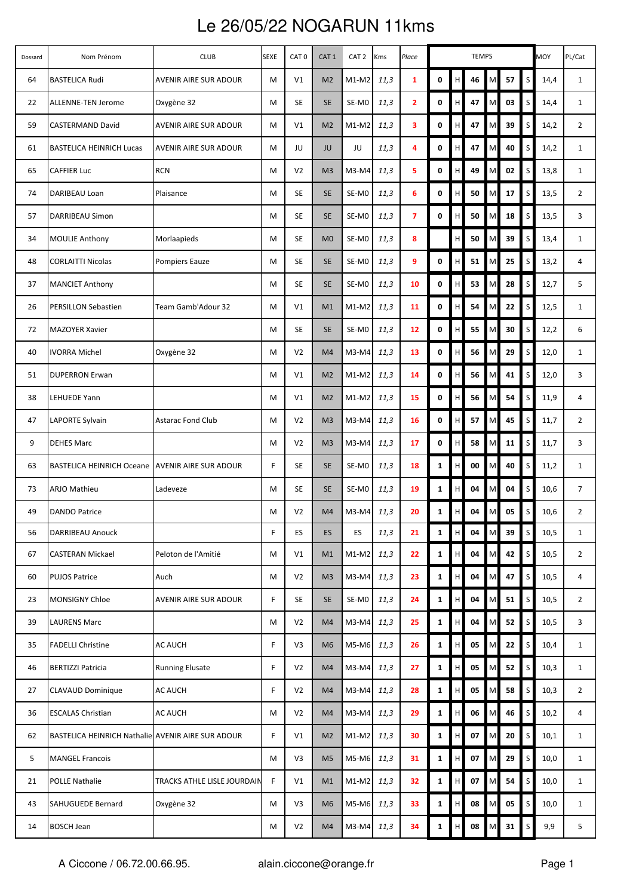# Le 26/05/22 NOGARUN 11kms

| Dossard | Nom Prénom | CLUB | SEXE | CAT 0 | CAT 1 | CAT 2 | Kms | Place | TEMPS | | | | | | MOY | PL/Cat |
|---|---|---|---|---|---|---|---|---|---|---|---|---|---|---|---|---|
| 64 | BASTELICA Rudi | AVENIR AIRE SUR ADOUR | M | V1 | M2 | M1-M2 | 11,3 | 1 | 0 | H | 46 | M | 57 | S | 14,4 | 1 |
| 22 | ALLENNE-TEN Jerome | Oxygène 32 | M | SE | SE | SE-M0 | 11,3 | 2 | 0 | H | 47 | M | 03 | S | 14,4 | 1 |
| 59 | CASTERMAND David | AVENIR AIRE SUR ADOUR | M | V1 | M2 | M1-M2 | 11,3 | 3 | 0 | H | 47 | M | 39 | S | 14,2 | 2 |
| 61 | BASTELICA HEINRICH Lucas | AVENIR AIRE SUR ADOUR | M | JU | JU | JU | 11,3 | 4 | 0 | H | 47 | M | 40 | S | 14,2 | 1 |
| 65 | CAFFIER Luc | RCN | M | V2 | M3 | M3-M4 | 11,3 | 5 | 0 | H | 49 | M | 02 | S | 13,8 | 1 |
| 74 | DARIBEAU Loan | Plaisance | M | SE | SE | SE-M0 | 11,3 | 6 | 0 | H | 50 | M | 17 | S | 13,5 | 2 |
| 57 | DARRIBEAU Simon | | M | SE | SE | SE-M0 | 11,3 | 7 | 0 | H | 50 | M | 18 | S | 13,5 | 3 |
| 34 | MOULIE Anthony | Morlaapieds | M | SE | M0 | SE-M0 | 11,3 | 8 | | H | 50 | M | 39 | S | 13,4 | 1 |
| 48 | CORLAITTI Nicolas | Pompiers Eauze | M | SE | SE | SE-M0 | 11,3 | 9 | 0 | H | 51 | M | 25 | S | 13,2 | 4 |
| 37 | MANCIET Anthony | | M | SE | SE | SE-M0 | 11,3 | 10 | 0 | H | 53 | M | 28 | S | 12,7 | 5 |
| 26 | PERSILLON Sebastien | Team Gamb'Adour 32 | M | V1 | M1 | M1-M2 | 11,3 | 11 | 0 | H | 54 | M | 22 | S | 12,5 | 1 |
| 72 | MAZOYER Xavier | | M | SE | SE | SE-M0 | 11,3 | 12 | 0 | H | 55 | M | 30 | S | 12,2 | 6 |
| 40 | IVORRA Michel | Oxygène 32 | M | V2 | M4 | M3-M4 | 11,3 | 13 | 0 | H | 56 | M | 29 | S | 12,0 | 1 |
| 51 | DUPERRON Erwan | | M | V1 | M2 | M1-M2 | 11,3 | 14 | 0 | H | 56 | M | 41 | S | 12,0 | 3 |
| 38 | LEHUEDE Yann | | M | V1 | M2 | M1-M2 | 11,3 | 15 | 0 | H | 56 | M | 54 | S | 11,9 | 4 |
| 47 | LAPORTE Sylvain | Astarac Fond Club | M | V2 | M3 | M3-M4 | 11,3 | 16 | 0 | H | 57 | M | 45 | S | 11,7 | 2 |
| 9 | DEHES Marc | | M | V2 | M3 | M3-M4 | 11,3 | 17 | 0 | H | 58 | M | 11 | S | 11,7 | 3 |
| 63 | BASTELICA HEINRICH Oceane | AVENIR AIRE SUR ADOUR | F | SE | SE | SE-M0 | 11,3 | 18 | 1 | H | 00 | M | 40 | S | 11,2 | 1 |
| 73 | ARJO Mathieu | Ladeveze | M | SE | SE | SE-M0 | 11,3 | 19 | 1 | H | 04 | M | 04 | S | 10,6 | 7 |
| 49 | DANDO Patrice | | M | V2 | M4 | M3-M4 | 11,3 | 20 | 1 | H | 04 | M | 05 | S | 10,6 | 2 |
| 56 | DARRIBEAU Anouck | | F | ES | ES | ES | 11,3 | 21 | 1 | H | 04 | M | 39 | S | 10,5 | 1 |
| 67 | CASTERAN Mickael | Peloton de l'Amitié | M | V1 | M1 | M1-M2 | 11,3 | 22 | 1 | H | 04 | M | 42 | S | 10,5 | 2 |
| 60 | PUJOS Patrice | Auch | M | V2 | M3 | M3-M4 | 11,3 | 23 | 1 | H | 04 | M | 47 | S | 10,5 | 4 |
| 23 | MONSIGNY Chloe | AVENIR AIRE SUR ADOUR | F | SE | SE | SE-M0 | 11,3 | 24 | 1 | H | 04 | M | 51 | S | 10,5 | 2 |
| 39 | LAURENS Marc | | M | V2 | M4 | M3-M4 | 11,3 | 25 | 1 | H | 04 | M | 52 | S | 10,5 | 3 |
| 35 | FADELLI Christine | AC AUCH | F | V3 | M6 | M5-M6 | 11,3 | 26 | 1 | H | 05 | M | 22 | S | 10,4 | 1 |
| 46 | BERTIZZI Patricia | Running Elusate | F | V2 | M4 | M3-M4 | 11,3 | 27 | 1 | H | 05 | M | 52 | S | 10,3 | 1 |
| 27 | CLAVAUD Dominique | AC AUCH | F | V2 | M4 | M3-M4 | 11,3 | 28 | 1 | H | 05 | M | 58 | S | 10,3 | 2 |
| 36 | ESCALAS Christian | AC AUCH | M | V2 | M4 | M3-M4 | 11,3 | 29 | 1 | H | 06 | M | 46 | S | 10,2 | 4 |
| 62 | BASTELICA HEINRICH Nathalie | AVENIR AIRE SUR ADOUR | F | V1 | M2 | M1-M2 | 11,3 | 30 | 1 | H | 07 | M | 20 | S | 10,1 | 1 |
| 5 | MANGEL Francois | | M | V3 | M5 | M5-M6 | 11,3 | 31 | 1 | H | 07 | M | 29 | S | 10,0 | 1 |
| 21 | POLLE Nathalie | TRACKS ATHLE LISLE JOURDAIN | F | V1 | M1 | M1-M2 | 11,3 | 32 | 1 | H | 07 | M | 54 | S | 10,0 | 1 |
| 43 | SAHUGUEDE Bernard | Oxygène 32 | M | V3 | M6 | M5-M6 | 11,3 | 33 | 1 | H | 08 | M | 05 | S | 10,0 | 1 |
| 14 | BOSCH Jean | | M | V2 | M4 | M3-M4 | 11,3 | 34 | 1 | H | 08 | M | 31 | S | 9,9 | 5 |

A Ciccone / 06.72.00.66.95. alain.ciccone@orange.fr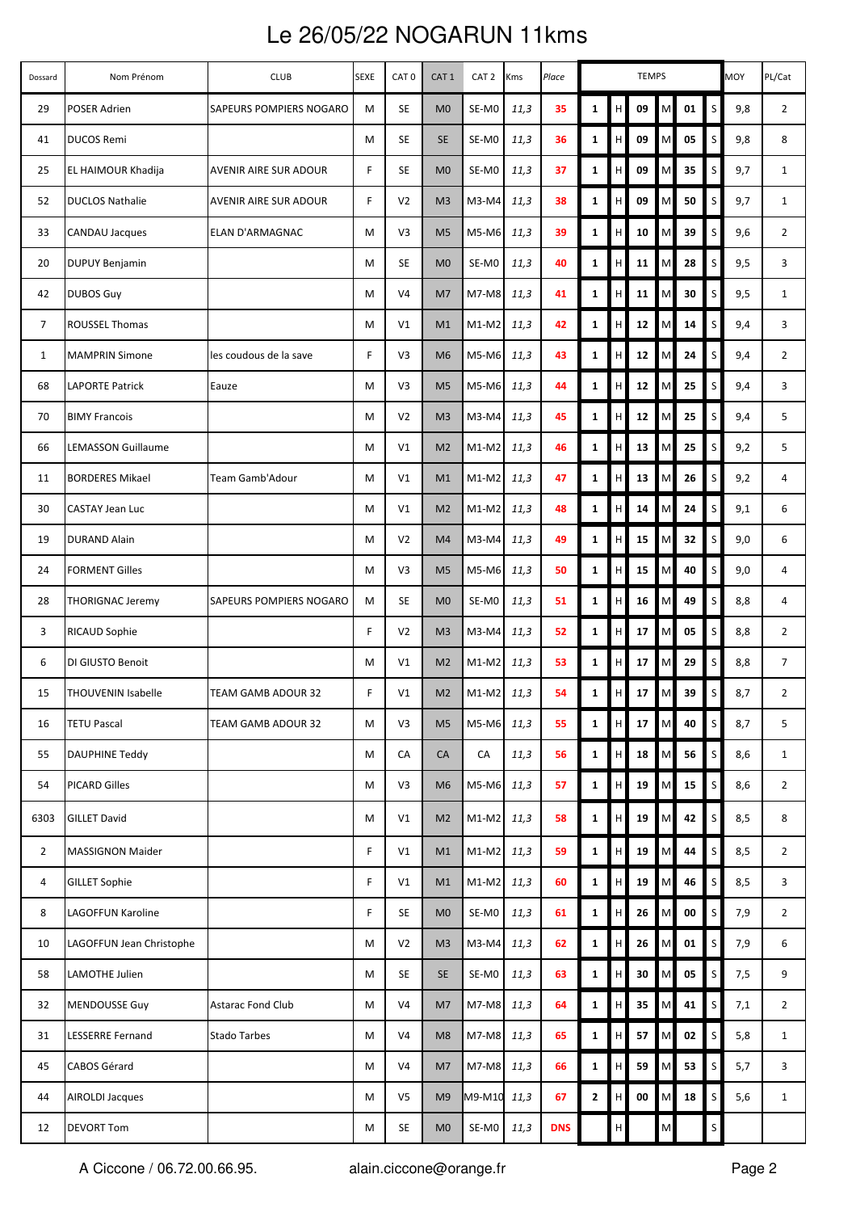# Le 26/05/22 NOGARUN 11kms

| Dossard | Nom Prénom | CLUB | SEXE | CAT 0 | CAT 1 | CAT 2 | Kms | Place | TEMPS | | | | | | MOY | PL/Cat |
|---|---|---|---|---|---|---|---|---|---|---|---|---|---|---|---|---|
| 29 | POSER Adrien | SAPEURS POMPIERS NOGARO | M | SE | M0 | SE-M0 | 11,3 | 35 | 1 | H | 09 | M | 01 | S | 9,8 | 2 |
| 41 | DUCOS Remi | | M | SE | SE | SE-M0 | 11,3 | 36 | 1 | H | 09 | M | 05 | S | 9,8 | 8 |
| 25 | EL HAIMOUR Khadija | AVENIR AIRE SUR ADOUR | F | SE | M0 | SE-M0 | 11,3 | 37 | 1 | H | 09 | M | 35 | S | 9,7 | 1 |
| 52 | DUCLOS Nathalie | AVENIR AIRE SUR ADOUR | F | V2 | M3 | M3-M4 | 11,3 | 38 | 1 | H | 09 | M | 50 | S | 9,7 | 1 |
| 33 | CANDAU Jacques | ELAN D'ARMAGNAC | M | V3 | M5 | M5-M6 | 11,3 | 39 | 1 | H | 10 | M | 39 | S | 9,6 | 2 |
| 20 | DUPUY Benjamin | | M | SE | M0 | SE-M0 | 11,3 | 40 | 1 | H | 11 | M | 28 | S | 9,5 | 3 |
| 42 | DUBOS Guy | | M | V4 | M7 | M7-M8 | 11,3 | 41 | 1 | H | 11 | M | 30 | S | 9,5 | 1 |
| 7 | ROUSSEL Thomas | | M | V1 | M1 | M1-M2 | 11,3 | 42 | 1 | H | 12 | M | 14 | S | 9,4 | 3 |
| 1 | MAMPRIN Simone | les coudous de la save | F | V3 | M6 | M5-M6 | 11,3 | 43 | 1 | H | 12 | M | 24 | S | 9,4 | 2 |
| 68 | LAPORTE Patrick | Eauze | M | V3 | M5 | M5-M6 | 11,3 | 44 | 1 | H | 12 | M | 25 | S | 9,4 | 3 |
| 70 | BIMY Francois | | M | V2 | M3 | M3-M4 | 11,3 | 45 | 1 | H | 12 | M | 25 | S | 9,4 | 5 |
| 66 | LEMASSON Guillaume | | M | V1 | M2 | M1-M2 | 11,3 | 46 | 1 | H | 13 | M | 25 | S | 9,2 | 5 |
| 11 | BORDERES Mikael | Team Gamb'Adour | M | V1 | M1 | M1-M2 | 11,3 | 47 | 1 | H | 13 | M | 26 | S | 9,2 | 4 |
| 30 | CASTAY Jean Luc | | M | V1 | M2 | M1-M2 | 11,3 | 48 | 1 | H | 14 | M | 24 | S | 9,1 | 6 |
| 19 | DURAND Alain | | M | V2 | M4 | M3-M4 | 11,3 | 49 | 1 | H | 15 | M | 32 | S | 9,0 | 6 |
| 24 | FORMENT Gilles | | M | V3 | M5 | M5-M6 | 11,3 | 50 | 1 | H | 15 | M | 40 | S | 9,0 | 4 |
| 28 | THORIGNAC Jeremy | SAPEURS POMPIERS NOGARO | M | SE | M0 | SE-M0 | 11,3 | 51 | 1 | H | 16 | M | 49 | S | 8,8 | 4 |
| 3 | RICAUD Sophie | | F | V2 | M3 | M3-M4 | 11,3 | 52 | 1 | H | 17 | M | 05 | S | 8,8 | 2 |
| 6 | DI GIUSTO Benoit | | M | V1 | M2 | M1-M2 | 11,3 | 53 | 1 | H | 17 | M | 29 | S | 8,8 | 7 |
| 15 | THOUVENIN Isabelle | TEAM GAMB ADOUR 32 | F | V1 | M2 | M1-M2 | 11,3 | 54 | 1 | H | 17 | M | 39 | S | 8,7 | 2 |
| 16 | TETU Pascal | TEAM GAMB ADOUR 32 | M | V3 | M5 | M5-M6 | 11,3 | 55 | 1 | H | 17 | M | 40 | S | 8,7 | 5 |
| 55 | DAUPHINE Teddy | | M | CA | CA | CA | 11,3 | 56 | 1 | H | 18 | M | 56 | S | 8,6 | 1 |
| 54 | PICARD Gilles | | M | V3 | M6 | M5-M6 | 11,3 | 57 | 1 | H | 19 | M | 15 | S | 8,6 | 2 |
| 6303 | GILLET David | | M | V1 | M2 | M1-M2 | 11,3 | 58 | 1 | H | 19 | M | 42 | S | 8,5 | 8 |
| 2 | MASSIGNON Maider | | F | V1 | M1 | M1-M2 | 11,3 | 59 | 1 | H | 19 | M | 44 | S | 8,5 | 2 |
| 4 | GILLET Sophie | | F | V1 | M1 | M1-M2 | 11,3 | 60 | 1 | H | 19 | M | 46 | S | 8,5 | 3 |
| 8 | LAGOFFUN Karoline | | F | SE | M0 | SE-M0 | 11,3 | 61 | 1 | H | 26 | M | 00 | S | 7,9 | 2 |
| 10 | LAGOFFUN Jean Christophe | | M | V2 | M3 | M3-M4 | 11,3 | 62 | 1 | H | 26 | M | 01 | S | 7,9 | 6 |
| 58 | LAMOTHE Julien | | M | SE | SE | SE-M0 | 11,3 | 63 | 1 | H | 30 | M | 05 | S | 7,5 | 9 |
| 32 | MENDOUSSE Guy | Astarac Fond Club | M | V4 | M7 | M7-M8 | 11,3 | 64 | 1 | H | 35 | M | 41 | S | 7,1 | 2 |
| 31 | LESSERRE Fernand | Stado Tarbes | M | V4 | M8 | M7-M8 | 11,3 | 65 | 1 | H | 57 | M | 02 | S | 5,8 | 1 |
| 45 | CABOS Gérard | | M | V4 | M7 | M7-M8 | 11,3 | 66 | 1 | H | 59 | M | 53 | S | 5,7 | 3 |
| 44 | AIROLDI Jacques | | M | V5 | M9 | M9-M10 | 11,3 | 67 | 2 | H | 00 | M | 18 | S | 5,6 | 1 |
| 12 | DEVORT Tom | | M | SE | M0 | SE-M0 | 11,3 | DNS | | H | | M | | S | | |

A Ciccone / 06.72.00.66.95. alain.ciccone@orange.fr